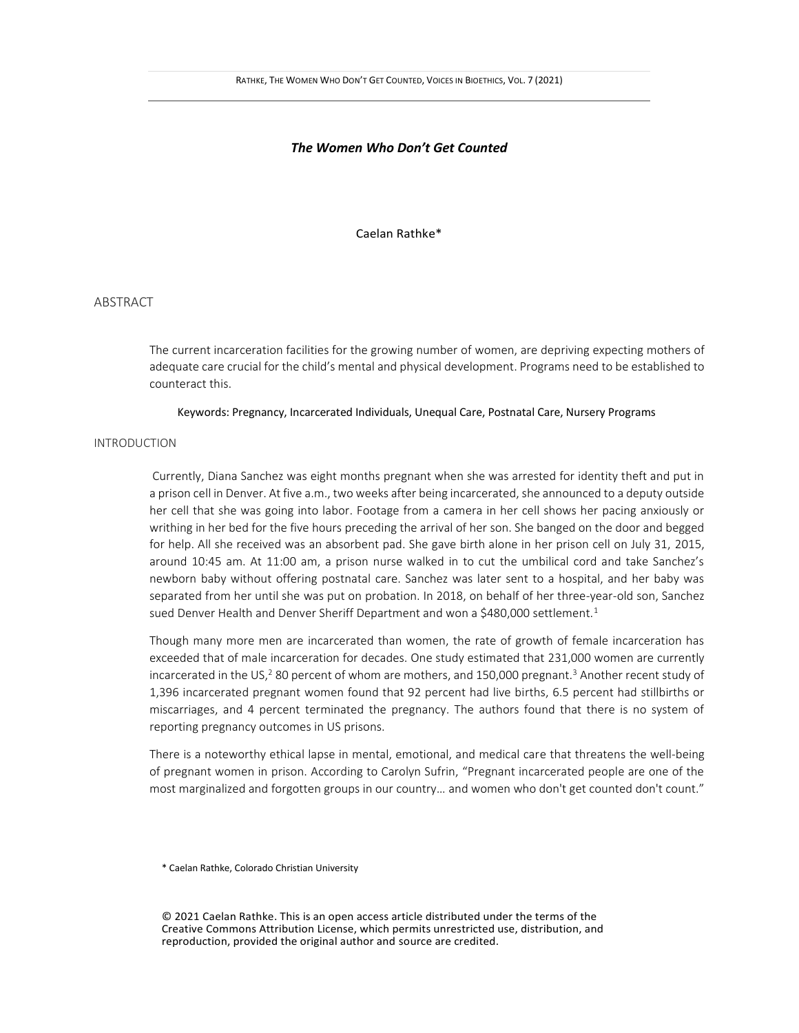# *The Women Who Don't Get Counted*

Caelan Rathke*

## ABSTRACT

The current incarceration facilities for the growing number of women, are depriving expecting mothers of adequate care crucial for the child's mental and physical development. Programs need to be established to counteract this.

Keywords: Pregnancy, Incarcerated Individuals, Unequal Care, Postnatal Care, Nursery Programs

## INTRODUCTION

Currently, Diana Sanchez was eight months pregnant when she was arrested for identity theft and put in a prison cell in Denver. At five a.m., two weeks after being incarcerated, she announced to a deputy outside her cell that she was going into labor. Footage from a camera in her cell shows her pacing anxiously or writhing in her bed for the five hours preceding the arrival of her son. She banged on the door and begged for help. All she received was an absorbent pad. She gave birth alone in her prison cell on July 31, 2015, around 10:45 am. At 11:00 am, a prison nurse walked in to cut the umbilical cord and take Sanchez's newborn baby without offering postnatal care. Sanchez was later sent to a hospital, and her baby was separated from her until she was put on probation. In 2018, on behalf of her three-year-old son, Sanchez sued Denver Health and Denver Sheriff Department and won a $480,000 settlement.[1]

Though many more men are incarcerated than women, the rate of growth of female incarceration has exceeded that of male incarceration for decades. One study estimated that 231,000 women are currently incarcerated in the US,[2] 80 percent of whom are mothers, and 150,000 pregnant.[3] Another recent study of 1,396 incarcerated pregnant women found that 92 percent had live births, 6.5 percent had stillbirths or miscarriages, and 4 percent terminated the pregnancy. The authors found that there is no system of reporting pregnancy outcomes in US prisons.

There is a noteworthy ethical lapse in mental, emotional, and medical care that threatens the well-being of pregnant women in prison. According to Carolyn Sufrin, "Pregnant incarcerated people are one of the most marginalized and forgotten groups in our country… and women who don't get counted don't count."

\* Caelan Rathke, Colorado Christian University

© 2021 Caelan Rathke. This is an open access article distributed under the terms of the Creative Commons Attribution License, which permits unrestricted use, distribution, and reproduction, provided the original author and source are credited.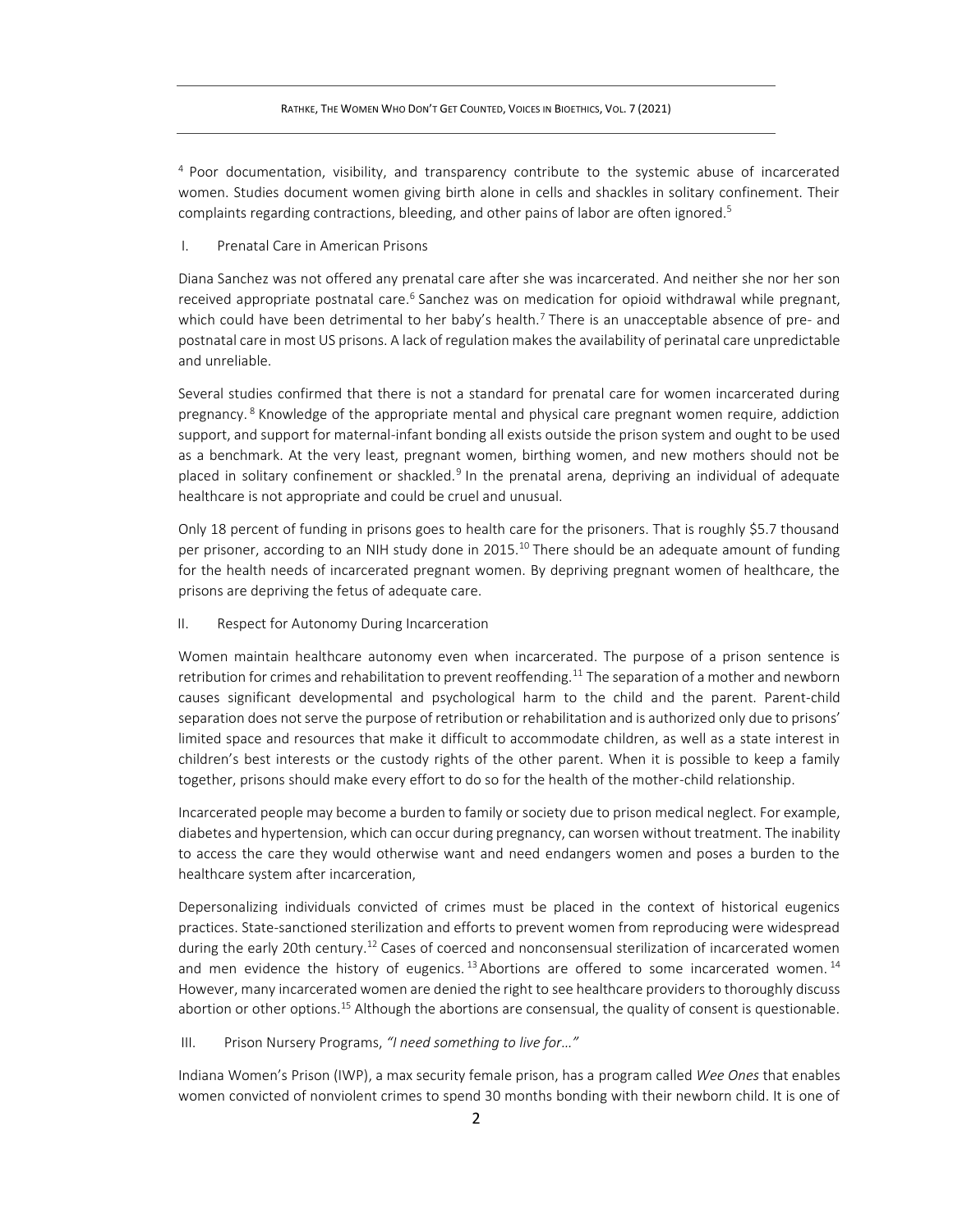[4] Poor documentation, visibility, and transparency contribute to the systemic abuse of incarcerated women. Studies document women giving birth alone in cells and shackles in solitary confinement. Their complaints regarding contractions, bleeding, and other pains of labor are often ignored.[5]

## I. Prenatal Care in American Prisons

Diana Sanchez was not offered any prenatal care after she was incarcerated. And neither she nor her son received appropriate postnatal care.[6] Sanchez was on medication for opioid withdrawal while pregnant, which could have been detrimental to her baby's health.[7] There is an unacceptable absence of pre- and postnatal care in most US prisons. A lack of regulation makes the availability of perinatal care unpredictable and unreliable.

Several studies confirmed that there is not a standard for prenatal care for women incarcerated during pregnancy.[8] Knowledge of the appropriate mental and physical care pregnant women require, addiction support, and support for maternal-infant bonding all exists outside the prison system and ought to be used as a benchmark. At the very least, pregnant women, birthing women, and new mothers should not be placed in solitary confinement or shackled.[9] In the prenatal arena, depriving an individual of adequate healthcare is not appropriate and could be cruel and unusual.

Only 18 percent of funding in prisons goes to health care for the prisoners. That is roughly \$5.7 thousand per prisoner, according to an NIH study done in 2015.[10] There should be an adequate amount of funding for the health needs of incarcerated pregnant women. By depriving pregnant women of healthcare, the prisons are depriving the fetus of adequate care.

## II. Respect for Autonomy During Incarceration

Women maintain healthcare autonomy even when incarcerated. The purpose of a prison sentence is retribution for crimes and rehabilitation to prevent reoffending.[11] The separation of a mother and newborn causes significant developmental and psychological harm to the child and the parent. Parent-child separation does not serve the purpose of retribution or rehabilitation and is authorized only due to prisons' limited space and resources that make it difficult to accommodate children, as well as a state interest in children's best interests or the custody rights of the other parent. When it is possible to keep a family together, prisons should make every effort to do so for the health of the mother-child relationship.

Incarcerated people may become a burden to family or society due to prison medical neglect. For example, diabetes and hypertension, which can occur during pregnancy, can worsen without treatment. The inability to access the care they would otherwise want and need endangers women and poses a burden to the healthcare system after incarceration,

Depersonalizing individuals convicted of crimes must be placed in the context of historical eugenics practices. State-sanctioned sterilization and efforts to prevent women from reproducing were widespread during the early 20th century.[12] Cases of coerced and nonconsensual sterilization of incarcerated women and men evidence the history of eugenics.[13] Abortions are offered to some incarcerated women.[14] However, many incarcerated women are denied the right to see healthcare providers to thoroughly discuss abortion or other options.[15] Although the abortions are consensual, the quality of consent is questionable.

## III. Prison Nursery Programs, *"I need something to live for…"*

Indiana Women's Prison (IWP), a max security female prison, has a program called *Wee Ones* that enables women convicted of nonviolent crimes to spend 30 months bonding with their newborn child. It is one of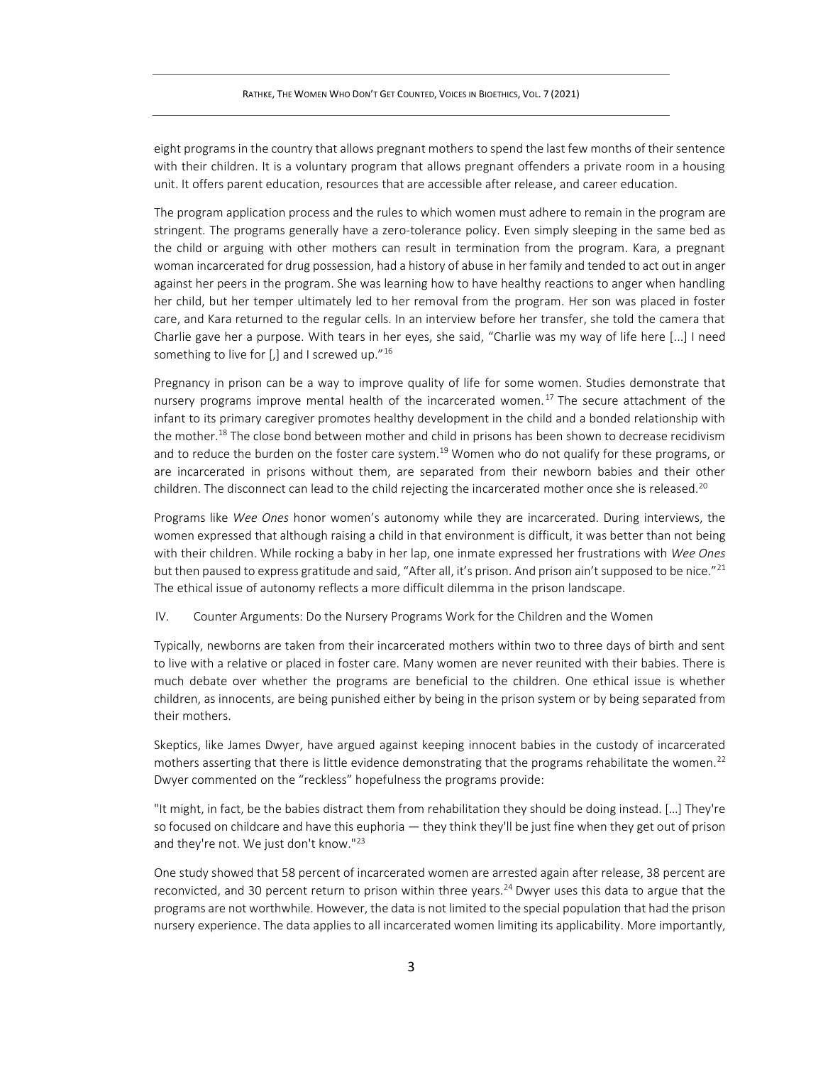eight programs in the country that allows pregnant mothers to spend the last few months of their sentence with their children. It is a voluntary program that allows pregnant offenders a private room in a housing unit. It offers parent education, resources that are accessible after release, and career education.

The program application process and the rules to which women must adhere to remain in the program are stringent. The programs generally have a zero-tolerance policy. Even simply sleeping in the same bed as the child or arguing with other mothers can result in termination from the program. Kara, a pregnant woman incarcerated for drug possession, had a history of abuse in her family and tended to act out in anger against her peers in the program. She was learning how to have healthy reactions to anger when handling her child, but her temper ultimately led to her removal from the program. Her son was placed in foster care, and Kara returned to the regular cells. In an interview before her transfer, she told the camera that Charlie gave her a purpose. With tears in her eyes, she said, "Charlie was my way of life here [...] I need something to live for [,] and I screwed up."[16]

Pregnancy in prison can be a way to improve quality of life for some women. Studies demonstrate that nursery programs improve mental health of the incarcerated women.[17] The secure attachment of the infant to its primary caregiver promotes healthy development in the child and a bonded relationship with the mother.[18] The close bond between mother and child in prisons has been shown to decrease recidivism and to reduce the burden on the foster care system.[19] Women who do not qualify for these programs, or are incarcerated in prisons without them, are separated from their newborn babies and their other children. The disconnect can lead to the child rejecting the incarcerated mother once she is released.[20]

Programs like *Wee Ones* honor women's autonomy while they are incarcerated. During interviews, the women expressed that although raising a child in that environment is difficult, it was better than not being with their children. While rocking a baby in her lap, one inmate expressed her frustrations with *Wee Ones* but then paused to express gratitude and said, "After all, it's prison. And prison ain't supposed to be nice."[21] The ethical issue of autonomy reflects a more difficult dilemma in the prison landscape.

## IV. Counter Arguments: Do the Nursery Programs Work for the Children and the Women

Typically, newborns are taken from their incarcerated mothers within two to three days of birth and sent to live with a relative or placed in foster care. Many women are never reunited with their babies. There is much debate over whether the programs are beneficial to the children. One ethical issue is whether children, as innocents, are being punished either by being in the prison system or by being separated from their mothers.

Skeptics, like James Dwyer, have argued against keeping innocent babies in the custody of incarcerated mothers asserting that there is little evidence demonstrating that the programs rehabilitate the women.[22] Dwyer commented on the "reckless" hopefulness the programs provide:

"It might, in fact, be the babies distract them from rehabilitation they should be doing instead. […] They're so focused on childcare and have this euphoria — they think they'll be just fine when they get out of prison and they're not. We just don't know."[23]

One study showed that 58 percent of incarcerated women are arrested again after release, 38 percent are reconvicted, and 30 percent return to prison within three years.[24] Dwyer uses this data to argue that the programs are not worthwhile. However, the data is not limited to the special population that had the prison nursery experience. The data applies to all incarcerated women limiting its applicability. More importantly,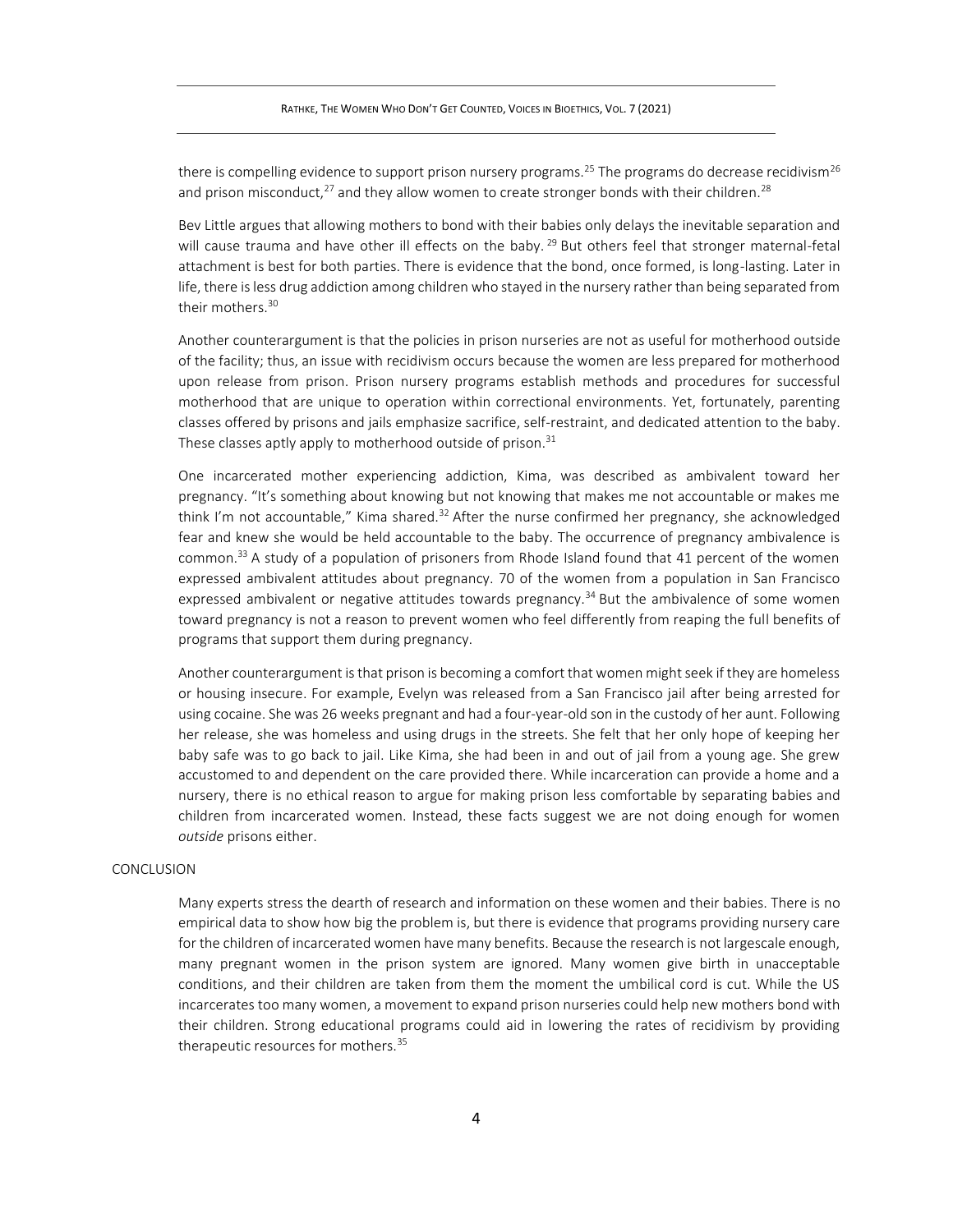there is compelling evidence to support prison nursery programs.[25] The programs do decrease recidivism[26] and prison misconduct,[27] and they allow women to create stronger bonds with their children.[28]

Bev Little argues that allowing mothers to bond with their babies only delays the inevitable separation and will cause trauma and have other ill effects on the baby.[29] But others feel that stronger maternal-fetal attachment is best for both parties. There is evidence that the bond, once formed, is long-lasting. Later in life, there is less drug addiction among children who stayed in the nursery rather than being separated from their mothers.[30]

Another counterargument is that the policies in prison nurseries are not as useful for motherhood outside of the facility; thus, an issue with recidivism occurs because the women are less prepared for motherhood upon release from prison. Prison nursery programs establish methods and procedures for successful motherhood that are unique to operation within correctional environments. Yet, fortunately, parenting classes offered by prisons and jails emphasize sacrifice, self-restraint, and dedicated attention to the baby. These classes aptly apply to motherhood outside of prison.[31]

One incarcerated mother experiencing addiction, Kima, was described as ambivalent toward her pregnancy. "It's something about knowing but not knowing that makes me not accountable or makes me think I'm not accountable," Kima shared.[32] After the nurse confirmed her pregnancy, she acknowledged fear and knew she would be held accountable to the baby. The occurrence of pregnancy ambivalence is common.[33] A study of a population of prisoners from Rhode Island found that 41 percent of the women expressed ambivalent attitudes about pregnancy. 70 of the women from a population in San Francisco expressed ambivalent or negative attitudes towards pregnancy.[34] But the ambivalence of some women toward pregnancy is not a reason to prevent women who feel differently from reaping the full benefits of programs that support them during pregnancy.

Another counterargument is that prison is becoming a comfort that women might seek if they are homeless or housing insecure. For example, Evelyn was released from a San Francisco jail after being arrested for using cocaine. She was 26 weeks pregnant and had a four-year-old son in the custody of her aunt. Following her release, she was homeless and using drugs in the streets. She felt that her only hope of keeping her baby safe was to go back to jail. Like Kima, she had been in and out of jail from a young age. She grew accustomed to and dependent on the care provided there. While incarceration can provide a home and a nursery, there is no ethical reason to argue for making prison less comfortable by separating babies and children from incarcerated women. Instead, these facts suggest we are not doing enough for women *outside* prisons either.

## CONCLUSION

Many experts stress the dearth of research and information on these women and their babies. There is no empirical data to show how big the problem is, but there is evidence that programs providing nursery care for the children of incarcerated women have many benefits. Because the research is not largescale enough, many pregnant women in the prison system are ignored. Many women give birth in unacceptable conditions, and their children are taken from them the moment the umbilical cord is cut. While the US incarcerates too many women, a movement to expand prison nurseries could help new mothers bond with their children. Strong educational programs could aid in lowering the rates of recidivism by providing therapeutic resources for mothers.[35]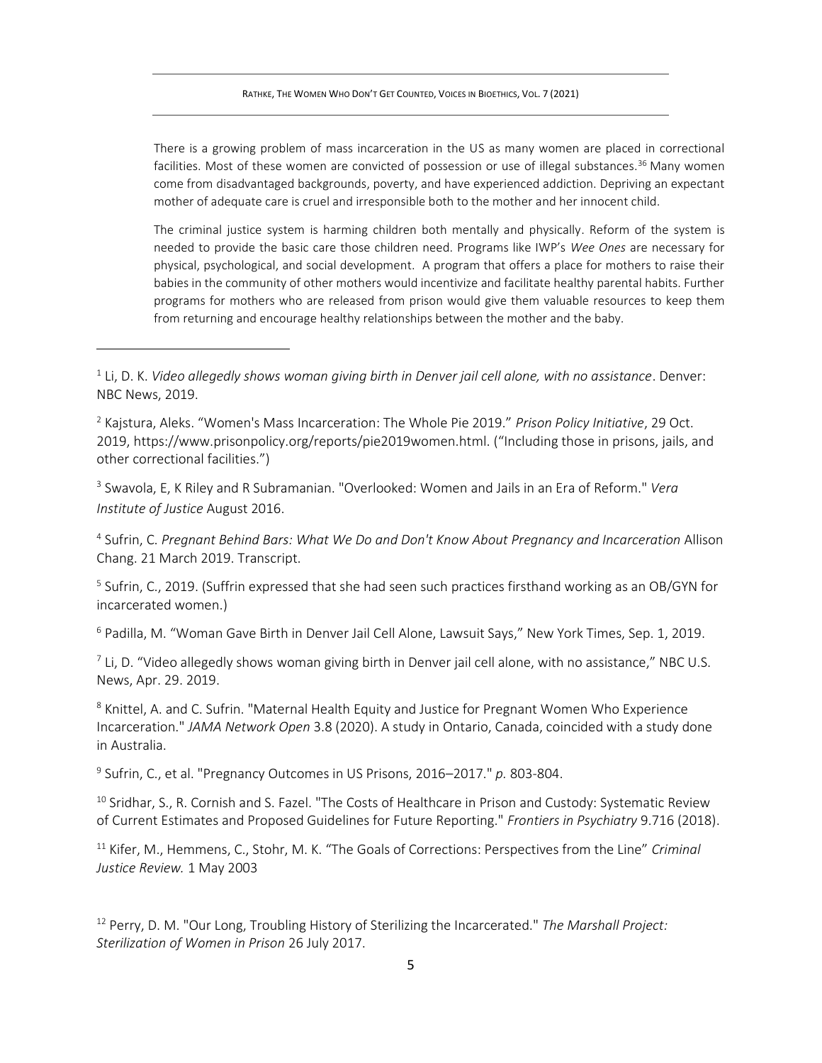There is a growing problem of mass incarceration in the US as many women are placed in correctional facilities. Most of these women are convicted of possession or use of illegal substances.[36] Many women come from disadvantaged backgrounds, poverty, and have experienced addiction. Depriving an expectant mother of adequate care is cruel and irresponsible both to the mother and her innocent child.

The criminal justice system is harming children both mentally and physically. Reform of the system is needed to provide the basic care those children need. Programs like IWP's *Wee Ones* are necessary for physical, psychological, and social development. A program that offers a place for mothers to raise their babies in the community of other mothers would incentivize and facilitate healthy parental habits. Further programs for mothers who are released from prison would give them valuable resources to keep them from returning and encourage healthy relationships between the mother and the baby.

---

[1] Li, D. K. *Video allegedly shows woman giving birth in Denver jail cell alone, with no assistance*. Denver: NBC News, 2019.

[2] Kajstura, Aleks. "Women's Mass Incarceration: The Whole Pie 2019." *Prison Policy Initiative*, 29 Oct. 2019, https://www.prisonpolicy.org/reports/pie2019women.html. ("Including those in prisons, jails, and other correctional facilities.")

[3] Swavola, E, K Riley and R Subramanian. "Overlooked: Women and Jails in an Era of Reform." *Vera Institute of Justice* August 2016.

[4] Sufrin, C. *Pregnant Behind Bars: What We Do and Don't Know About Pregnancy and Incarceration* Allison Chang. 21 March 2019. Transcript.

[5] Sufrin, C., 2019. (Suffrin expressed that she had seen such practices firsthand working as an OB/GYN for incarcerated women.)

[6] Padilla, M. "Woman Gave Birth in Denver Jail Cell Alone, Lawsuit Says," New York Times, Sep. 1, 2019.

[7] Li, D. "Video allegedly shows woman giving birth in Denver jail cell alone, with no assistance," NBC U.S. News, Apr. 29. 2019.

[8] Knittel, A. and C. Sufrin. "Maternal Health Equity and Justice for Pregnant Women Who Experience Incarceration." *JAMA Network Open* 3.8 (2020). A study in Ontario, Canada, coincided with a study done in Australia.

[9] Sufrin, C., et al. "Pregnancy Outcomes in US Prisons, 2016–2017." *p.* 803-804.

[10] Sridhar, S., R. Cornish and S. Fazel. "The Costs of Healthcare in Prison and Custody: Systematic Review of Current Estimates and Proposed Guidelines for Future Reporting." *Frontiers in Psychiatry* 9.716 (2018).

[11] Kifer, M., Hemmens, C., Stohr, M. K. "The Goals of Corrections: Perspectives from the Line" *Criminal Justice Review.* 1 May 2003

[12] Perry, D. M. "Our Long, Troubling History of Sterilizing the Incarcerated." *The Marshall Project: Sterilization of Women in Prison* 26 July 2017.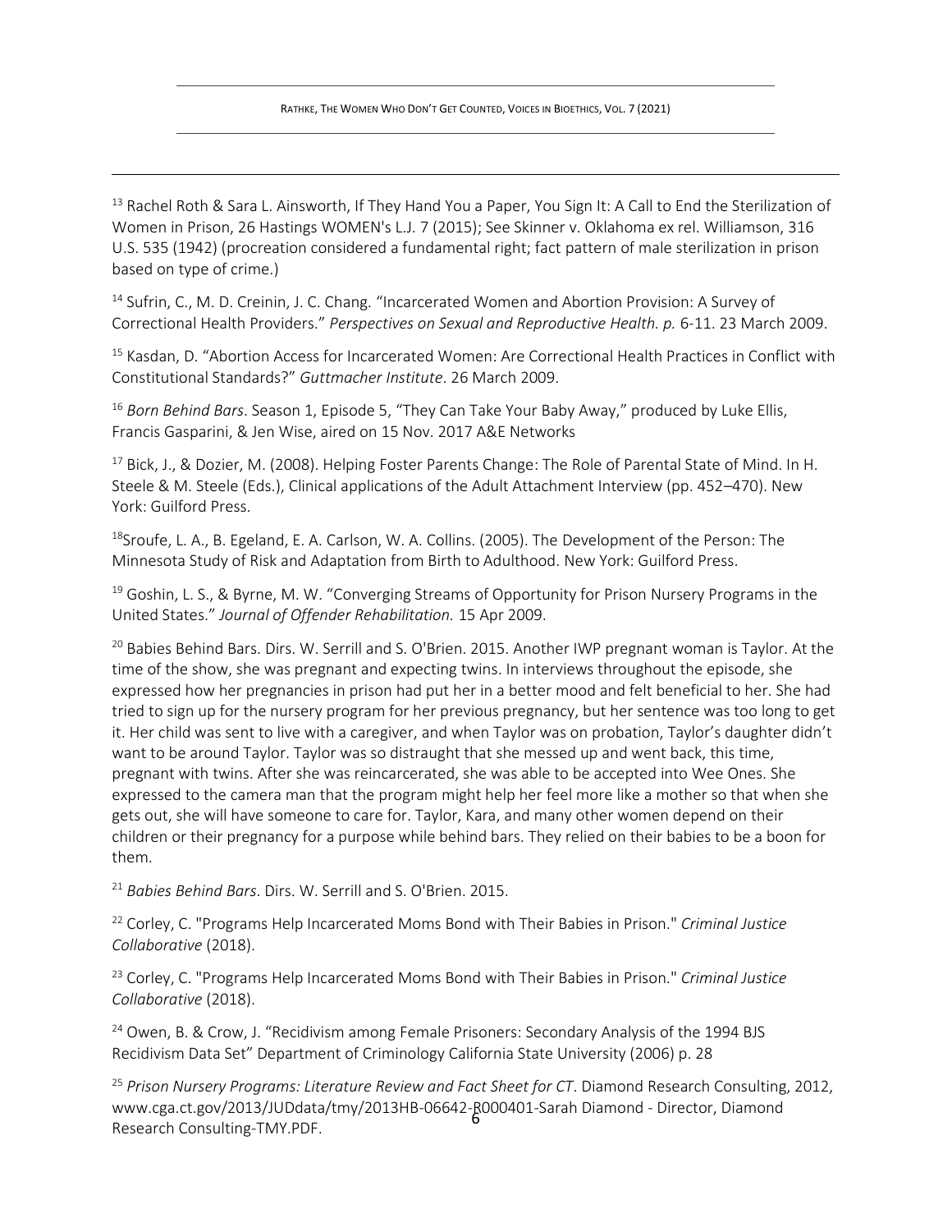[13] Rachel Roth & Sara L. Ainsworth, If They Hand You a Paper, You Sign It: A Call to End the Sterilization of Women in Prison, 26 Hastings WOMEN's L.J. 7 (2015); See Skinner v. Oklahoma ex rel. Williamson, 316 U.S. 535 (1942) (procreation considered a fundamental right; fact pattern of male sterilization in prison based on type of crime.)

[14] Sufrin, C., M. D. Creinin, J. C. Chang. "Incarcerated Women and Abortion Provision: A Survey of Correctional Health Providers." *Perspectives on Sexual and Reproductive Health. p.* 6-11. 23 March 2009.

[15] Kasdan, D. "Abortion Access for Incarcerated Women: Are Correctional Health Practices in Conflict with Constitutional Standards?" *Guttmacher Institute*. 26 March 2009.

[16] *Born Behind Bars*. Season 1, Episode 5, "They Can Take Your Baby Away," produced by Luke Ellis, Francis Gasparini, & Jen Wise, aired on 15 Nov. 2017 A&E Networks

[17] Bick, J., & Dozier, M. (2008). Helping Foster Parents Change: The Role of Parental State of Mind. In H. Steele & M. Steele (Eds.), Clinical applications of the Adult Attachment Interview (pp. 452–470). New York: Guilford Press.

[18] Sroufe, L. A., B. Egeland, E. A. Carlson, W. A. Collins. (2005). The Development of the Person: The Minnesota Study of Risk and Adaptation from Birth to Adulthood. New York: Guilford Press.

[19] Goshin, L. S., & Byrne, M. W. "Converging Streams of Opportunity for Prison Nursery Programs in the United States." *Journal of Offender Rehabilitation.* 15 Apr 2009.

[20] Babies Behind Bars. Dirs. W. Serrill and S. O'Brien. 2015. Another IWP pregnant woman is Taylor. At the time of the show, she was pregnant and expecting twins. In interviews throughout the episode, she expressed how her pregnancies in prison had put her in a better mood and felt beneficial to her. She had tried to sign up for the nursery program for her previous pregnancy, but her sentence was too long to get it. Her child was sent to live with a caregiver, and when Taylor was on probation, Taylor's daughter didn't want to be around Taylor. Taylor was so distraught that she messed up and went back, this time, pregnant with twins. After she was reincarcerated, she was able to be accepted into Wee Ones. She expressed to the camera man that the program might help her feel more like a mother so that when she gets out, she will have someone to care for. Taylor, Kara, and many other women depend on their children or their pregnancy for a purpose while behind bars. They relied on their babies to be a boon for them.

[21] *Babies Behind Bars*. Dirs. W. Serrill and S. O'Brien. 2015.

[22] Corley, C. "Programs Help Incarcerated Moms Bond with Their Babies in Prison." *Criminal Justice Collaborative* (2018).

[23] Corley, C. "Programs Help Incarcerated Moms Bond with Their Babies in Prison." *Criminal Justice Collaborative* (2018).

[24] Owen, B. & Crow, J. "Recidivism among Female Prisoners: Secondary Analysis of the 1994 BJS Recidivism Data Set" Department of Criminology California State University (2006) p. 28

[25] *Prison Nursery Programs: Literature Review and Fact Sheet for CT*. Diamond Research Consulting, 2012, www.cga.ct.gov/2013/JUDdata/tmy/2013HB-06642-R000401-Sarah Diamond - Director, Diamond Research Consulting-TMY.PDF.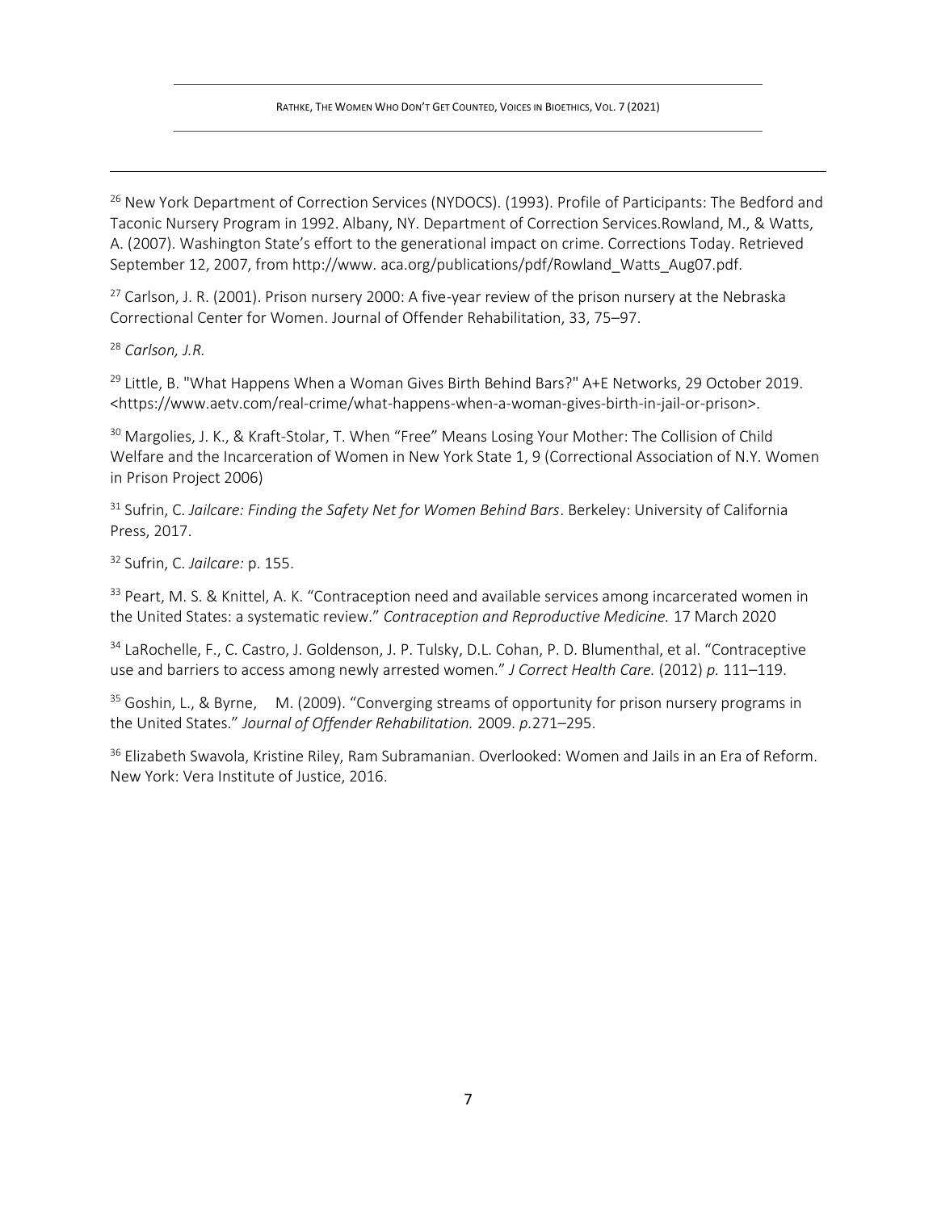[26] New York Department of Correction Services (NYDOCS). (1993). Profile of Participants: The Bedford and Taconic Nursery Program in 1992. Albany, NY. Department of Correction Services.Rowland, M., & Watts, A. (2007). Washington State's effort to the generational impact on crime. Corrections Today. Retrieved September 12, 2007, from http://www. aca.org/publications/pdf/Rowland_Watts_Aug07.pdf.

[27] Carlson, J. R. (2001). Prison nursery 2000: A five-year review of the prison nursery at the Nebraska Correctional Center for Women. Journal of Offender Rehabilitation, 33, 75–97.

[28] *Carlson, J.R.*

[29] Little, B. "What Happens When a Woman Gives Birth Behind Bars?" A+E Networks, 29 October 2019. <https://www.aetv.com/real-crime/what-happens-when-a-woman-gives-birth-in-jail-or-prison>.

[30] Margolies, J. K., & Kraft-Stolar, T. When "Free" Means Losing Your Mother: The Collision of Child Welfare and the Incarceration of Women in New York State 1, 9 (Correctional Association of N.Y. Women in Prison Project 2006)

[31] Sufrin, C. *Jailcare: Finding the Safety Net for Women Behind Bars*. Berkeley: University of California Press, 2017.

[32] Sufrin, C. *Jailcare:* p. 155.

[33] Peart, M. S. & Knittel, A. K. "Contraception need and available services among incarcerated women in the United States: a systematic review." *Contraception and Reproductive Medicine.* 17 March 2020

[34] LaRochelle, F., C. Castro, J. Goldenson, J. P. Tulsky, D.L. Cohan, P. D. Blumenthal, et al. "Contraceptive use and barriers to access among newly arrested women." *J Correct Health Care.* (2012) *p.* 111–119.

[35] Goshin, L., & Byrne, M. (2009). "Converging streams of opportunity for prison nursery programs in the United States." *Journal of Offender Rehabilitation.* 2009. *p.*271–295.

[36] Elizabeth Swavola, Kristine Riley, Ram Subramanian. Overlooked: Women and Jails in an Era of Reform. New York: Vera Institute of Justice, 2016.